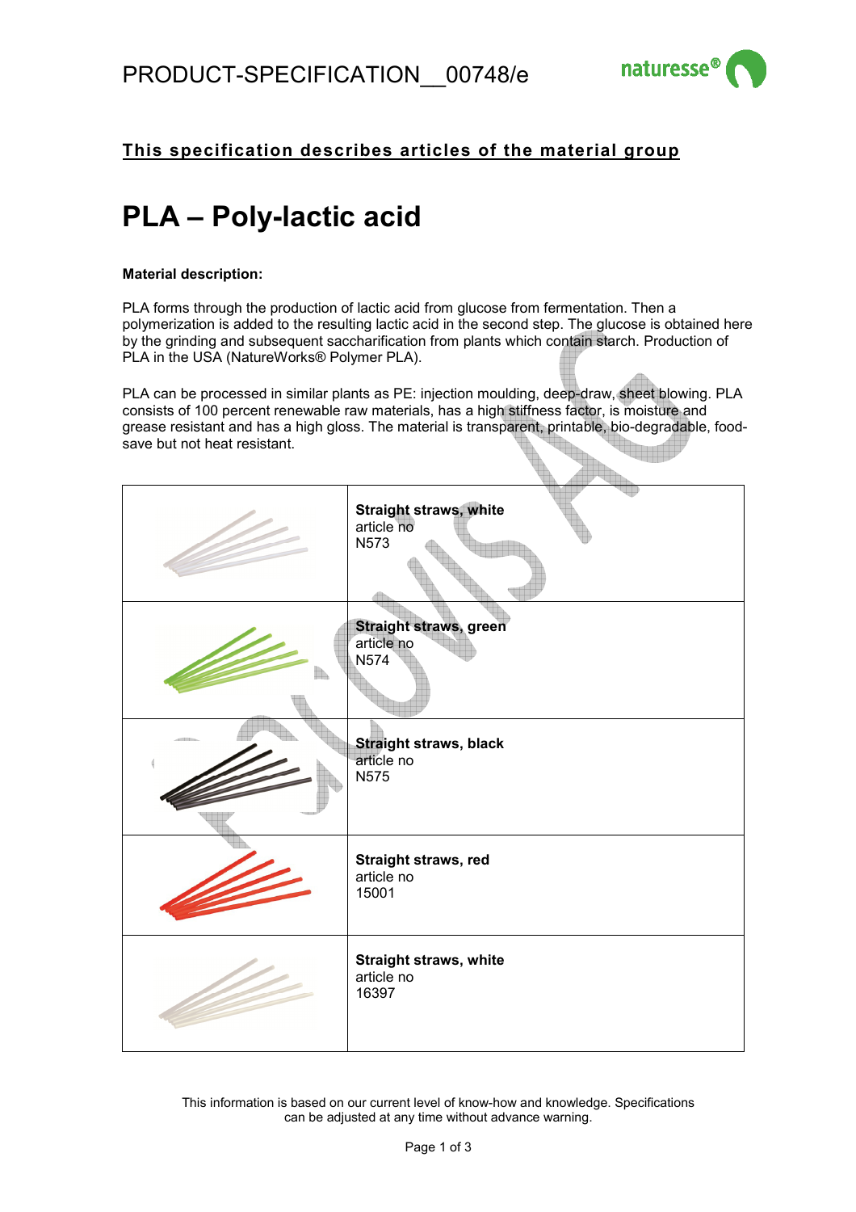# PRODUCT-SPECIFICATION__00748/e

**This specification describes articles of the material group**

# PLA – Poly-lactic acid

**Material description:**

PLA forms through the production of lactic acid from glucose from fermentation. Then a polymerization is added to the resulting lactic acid in the second step. The glucose is obtained here by the grinding and subsequent saccharification from plants which contain starch. Production of PLA in the USA (NatureWorks® Polymer PLA).

PLA can be processed in similar plants as PE: injection moulding, deep-draw, sheet blowing. PLA consists of 100 percent renewable raw materials, has a high stiffness factor, is moisture and grease resistant and has a high gloss. The material is transparent, printable, bio-degradable, food-save but not heat resistant.

| | |
|---|---|
| | **Straight straws, white** article no N573 |
| | **Straight straws, green** article no N574 |
| | **Straight straws, black** article no N575 |
| | **Straight straws, red** article no 15001 |
| | **Straight straws, white** article no 16397 |

This information is based on our current level of know-how and knowledge. Specifications can be adjusted at any time without advance warning.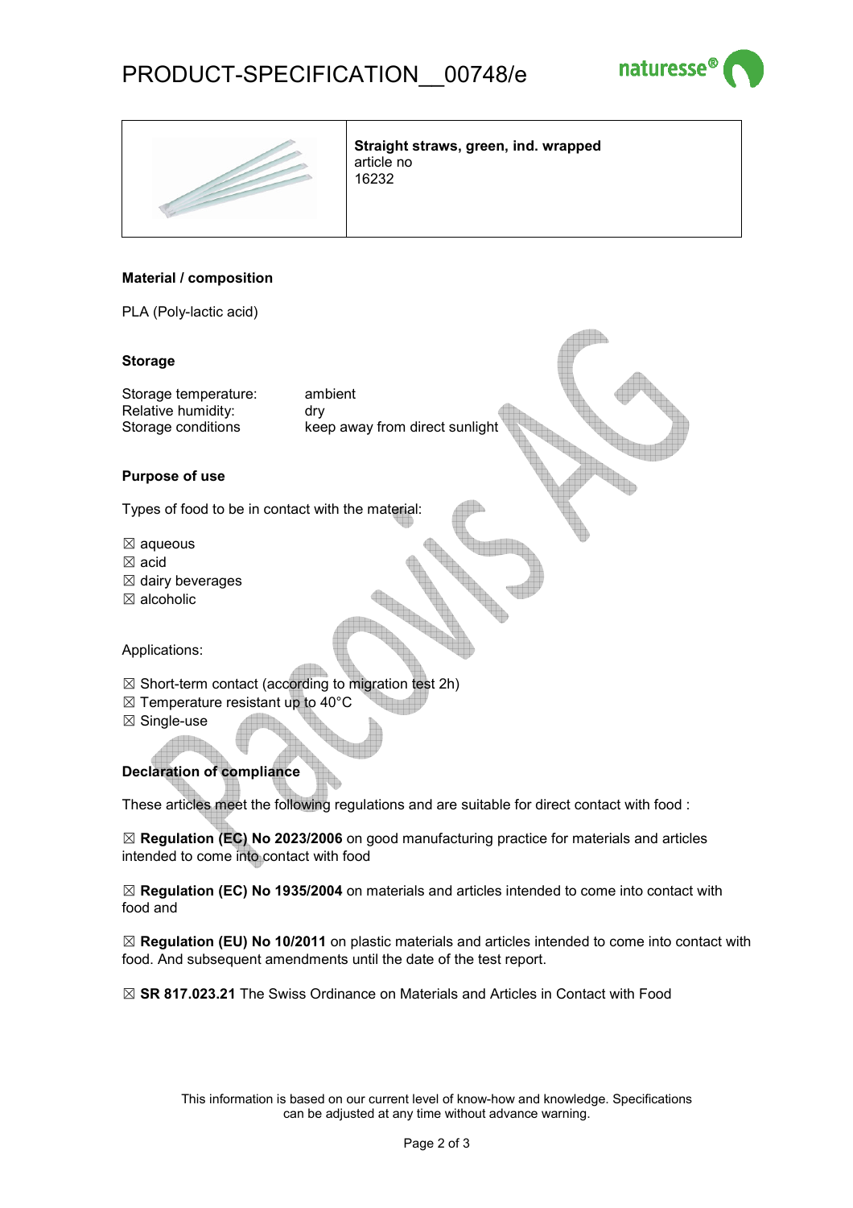# PRODUCT-SPECIFICATION__00748/e

| | **Straight straws, green, ind. wrapped**<br>article no<br>16232 |
|---|---|

**Material / composition**

PLA (Poly-lactic acid)

**Storage**

| | |
|---|---|
| Storage temperature: | ambient |
| Relative humidity: | dry |
| Storage conditions | keep away from direct sunlight |

**Purpose of use**

Types of food to be in contact with the material:

☒ aqueous
☒ acid
☒ dairy beverages
☒ alcoholic

Applications:

☒ Short-term contact (according to migration test 2h)
☒ Temperature resistant up to 40°C
☒ Single-use

**Declaration of compliance**

These articles meet the following regulations and are suitable for direct contact with food :

☒ **Regulation (EC) No 2023/2006** on good manufacturing practice for materials and articles intended to come into contact with food

☒ **Regulation (EC) No 1935/2004** on materials and articles intended to come into contact with food and

☒ **Regulation (EU) No 10/2011** on plastic materials and articles intended to come into contact with food. And subsequent amendments until the date of the test report.

☒ **SR 817.023.21** The Swiss Ordinance on Materials and Articles in Contact with Food

This information is based on our current level of know-how and knowledge. Specifications can be adjusted at any time without advance warning.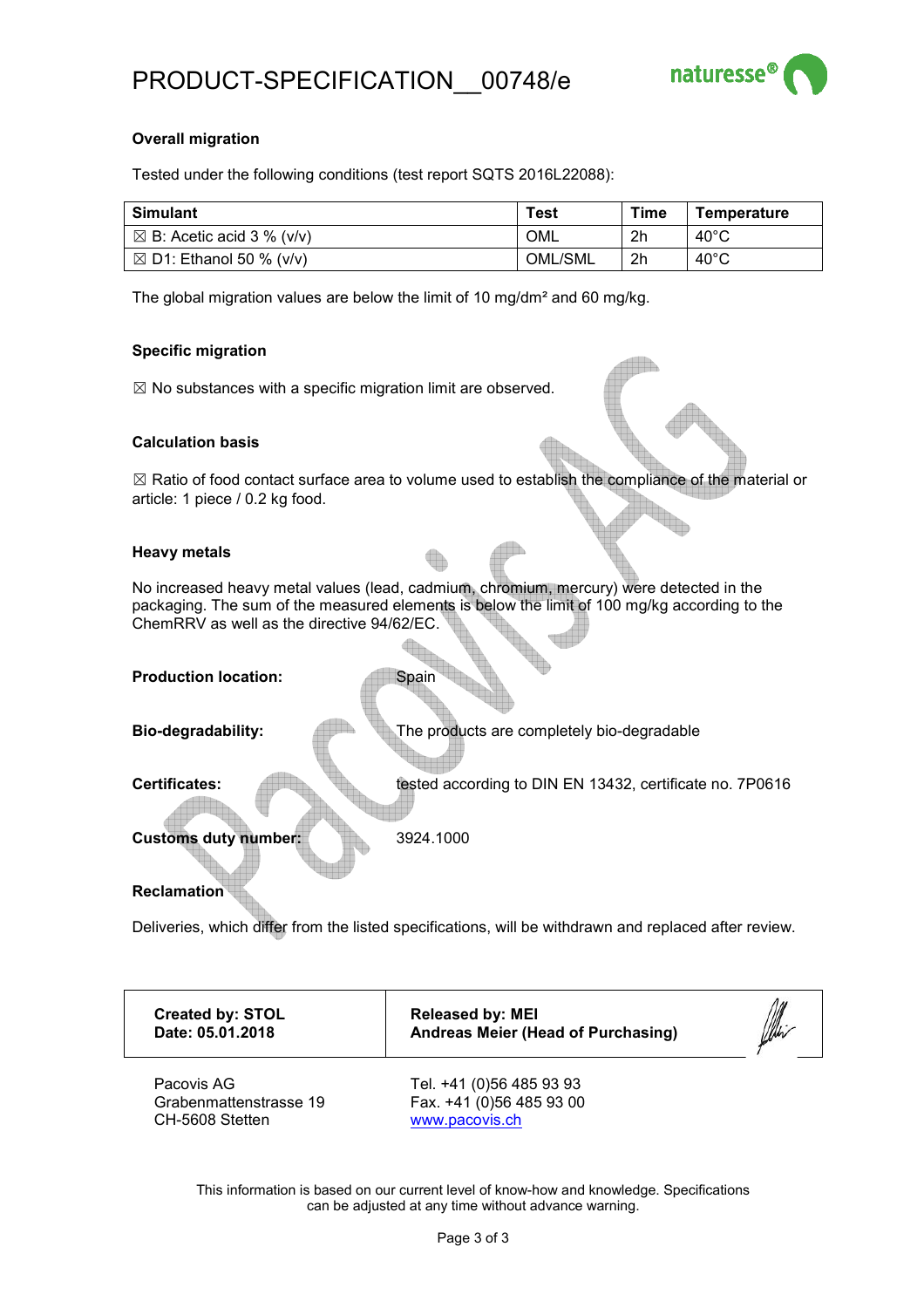**Overall migration**

Tested under the following conditions (test report SQTS 2016L22088):

| Simulant | Test | Time | Temperature |
|---|---|---|---|
| ☒ B: Acetic acid 3 % (v/v) | OML | 2h | 40°C |
| ☒ D1: Ethanol 50 % (v/v) | OML/SML | 2h | 40°C |

The global migration values are below the limit of 10 mg/dm² and 60 mg/kg.

**Specific migration**

☒ No substances with a specific migration limit are observed.

**Calculation basis**

☒ Ratio of food contact surface area to volume used to establish the compliance of the material or article: 1 piece / 0.2 kg food.

**Heavy metals**

No increased heavy metal values (lead, cadmium, chromium, mercury) were detected in the packaging. The sum of the measured elements is below the limit of 100 mg/kg according to the ChemRRV as well as the directive 94/62/EC.

**Production location:** Spain

**Bio-degradability:** The products are completely bio-degradable

**Certificates:** tested according to DIN EN 13432, certificate no. 7P0616

**Customs duty number:** 3924.1000

**Reclamation**

Deliveries, which differ from the listed specifications, will be withdrawn and replaced after review.

| | |
|---|---|
| **Created by: STOL**<br>**Date: 05.01.2018** | **Released by: MEI**<br>**Andreas Meier (Head of Purchasing)** |

Pacovis AG
Grabenmattenstrasse 19
CH-5608 Stetten

Tel. +41 (0)56 485 93 93
Fax. +41 (0)56 485 93 00
www.pacovis.ch

This information is based on our current level of know-how and knowledge. Specifications can be adjusted at any time without advance warning.